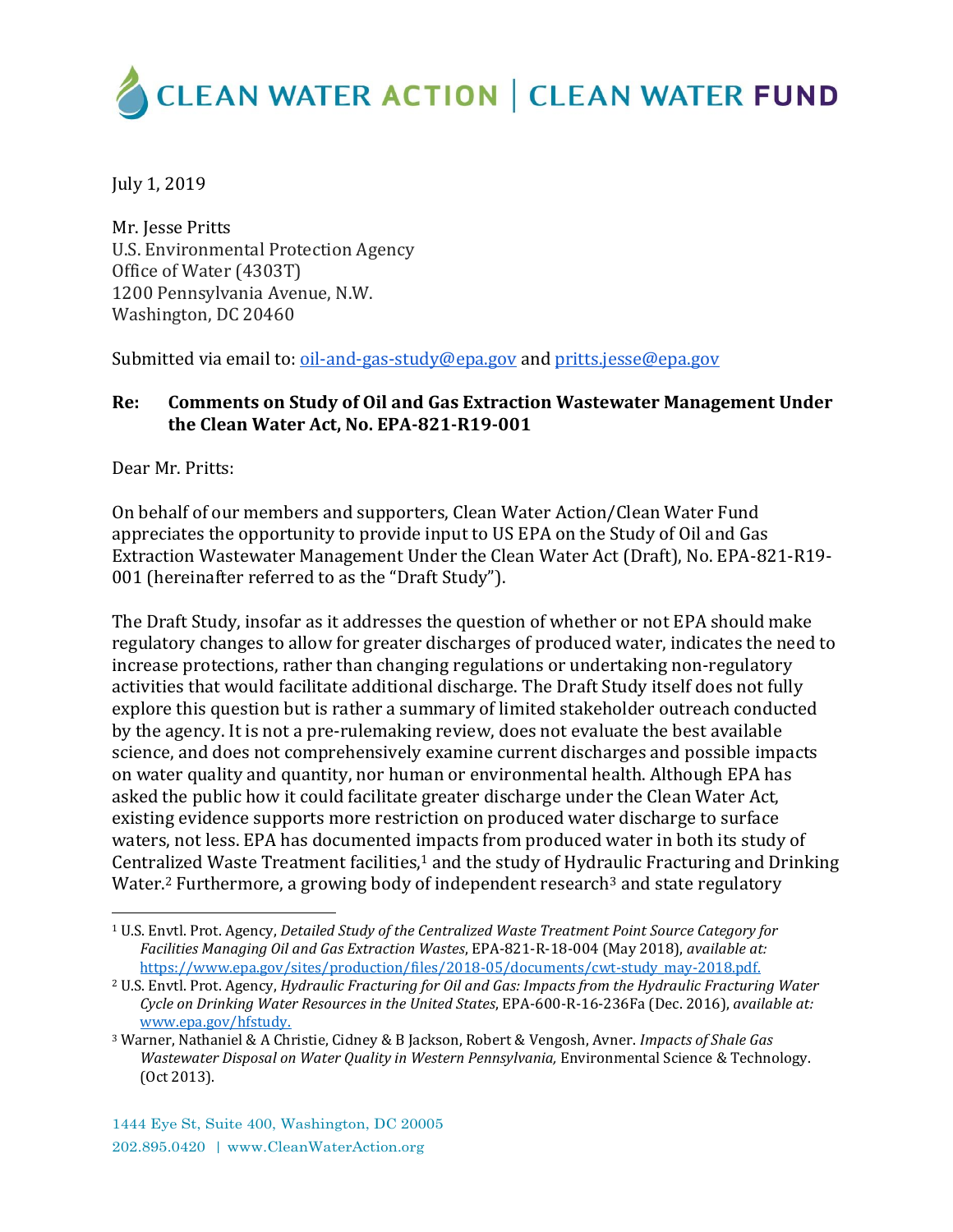# CLEAN WATER ACTION | CLEAN WATER FUND

July 1, 2019

Mr. Jesse Pritts
U.S. Environmental Protection Agency
Office of Water (4303T)
1200 Pennsylvania Avenue, N.W.
Washington, DC 20460

Submitted via email to: oil-and-gas-study@epa.gov and pritts.jesse@epa.gov

**Re: Comments on Study of Oil and Gas Extraction Wastewater Management Under the Clean Water Act, No. EPA-821-R19-001**

Dear Mr. Pritts:

On behalf of our members and supporters, Clean Water Action/Clean Water Fund appreciates the opportunity to provide input to US EPA on the Study of Oil and Gas Extraction Wastewater Management Under the Clean Water Act (Draft), No. EPA-821-R19-001 (hereinafter referred to as the "Draft Study").

The Draft Study, insofar as it addresses the question of whether or not EPA should make regulatory changes to allow for greater discharges of produced water, indicates the need to increase protections, rather than changing regulations or undertaking non-regulatory activities that would facilitate additional discharge. The Draft Study itself does not fully explore this question but is rather a summary of limited stakeholder outreach conducted by the agency. It is not a pre-rulemaking review, does not evaluate the best available science, and does not comprehensively examine current discharges and possible impacts on water quality and quantity, nor human or environmental health. Although EPA has asked the public how it could facilitate greater discharge under the Clean Water Act, existing evidence supports more restriction on produced water discharge to surface waters, not less. EPA has documented impacts from produced water in both its study of Centralized Waste Treatment facilities,[1] and the study of Hydraulic Fracturing and Drinking Water.[2] Furthermore, a growing body of independent research[3] and state regulatory

---

[1] U.S. Envtl. Prot. Agency, *Detailed Study of the Centralized Waste Treatment Point Source Category for Facilities Managing Oil and Gas Extraction Wastes*, EPA-821-R-18-004 (May 2018), *available at:* https://www.epa.gov/sites/production/files/2018-05/documents/cwt-study_may-2018.pdf.

[2] U.S. Envtl. Prot. Agency, *Hydraulic Fracturing for Oil and Gas: Impacts from the Hydraulic Fracturing Water Cycle on Drinking Water Resources in the United States*, EPA-600-R-16-236Fa (Dec. 2016), *available at:* www.epa.gov/hfstudy.

[3] Warner, Nathaniel & A Christie, Cidney & B Jackson, Robert & Vengosh, Avner. *Impacts of Shale Gas Wastewater Disposal on Water Quality in Western Pennsylvania,* Environmental Science & Technology. (Oct 2013).

1444 Eye St, Suite 400, Washington, DC 20005
202.895.0420 | www.CleanWaterAction.org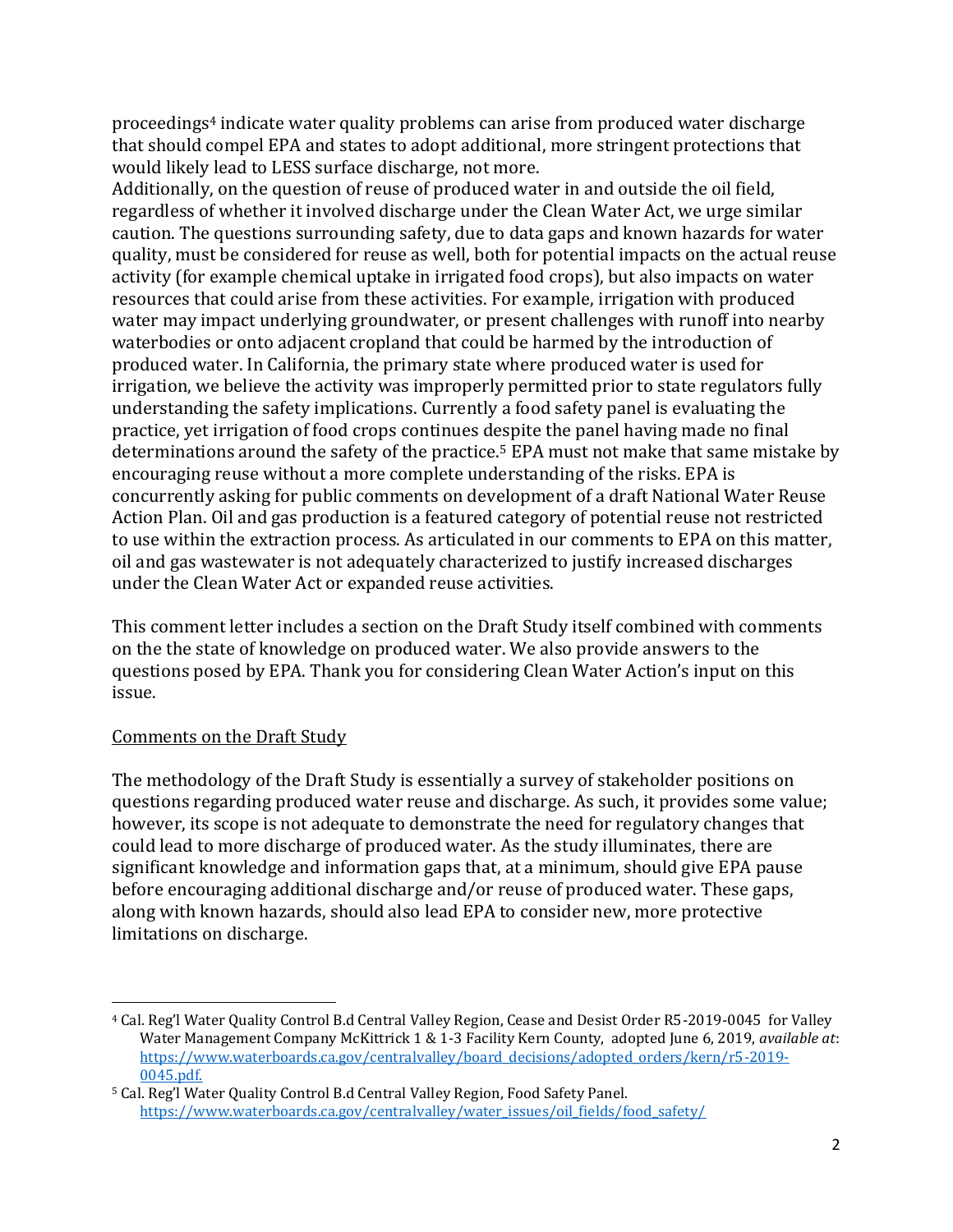proceedings[4] indicate water quality problems can arise from produced water discharge that should compel EPA and states to adopt additional, more stringent protections that would likely lead to LESS surface discharge, not more.

Additionally, on the question of reuse of produced water in and outside the oil field, regardless of whether it involved discharge under the Clean Water Act, we urge similar caution. The questions surrounding safety, due to data gaps and known hazards for water quality, must be considered for reuse as well, both for potential impacts on the actual reuse activity (for example chemical uptake in irrigated food crops), but also impacts on water resources that could arise from these activities. For example, irrigation with produced water may impact underlying groundwater, or present challenges with runoff into nearby waterbodies or onto adjacent cropland that could be harmed by the introduction of produced water. In California, the primary state where produced water is used for irrigation, we believe the activity was improperly permitted prior to state regulators fully understanding the safety implications. Currently a food safety panel is evaluating the practice, yet irrigation of food crops continues despite the panel having made no final determinations around the safety of the practice.[5] EPA must not make that same mistake by encouraging reuse without a more complete understanding of the risks. EPA is concurrently asking for public comments on development of a draft National Water Reuse Action Plan. Oil and gas production is a featured category of potential reuse not restricted to use within the extraction process. As articulated in our comments to EPA on this matter, oil and gas wastewater is not adequately characterized to justify increased discharges under the Clean Water Act or expanded reuse activities.

This comment letter includes a section on the Draft Study itself combined with comments on the the state of knowledge on produced water. We also provide answers to the questions posed by EPA. Thank you for considering Clean Water Action's input on this issue.

## Comments on the Draft Study

The methodology of the Draft Study is essentially a survey of stakeholder positions on questions regarding produced water reuse and discharge. As such, it provides some value; however, its scope is not adequate to demonstrate the need for regulatory changes that could lead to more discharge of produced water. As the study illuminates, there are significant knowledge and information gaps that, at a minimum, should give EPA pause before encouraging additional discharge and/or reuse of produced water. These gaps, along with known hazards, should also lead EPA to consider new, more protective limitations on discharge.

---

[4] Cal. Reg'l Water Quality Control B.d Central Valley Region, Cease and Desist Order R5-2019-0045 for Valley Water Management Company McKittrick 1 & 1-3 Facility Kern County, adopted June 6, 2019, *available at*: https://www.waterboards.ca.gov/centralvalley/board_decisions/adopted_orders/kern/r5-2019-0045.pdf.

[5] Cal. Reg'l Water Quality Control B.d Central Valley Region, Food Safety Panel. https://www.waterboards.ca.gov/centralvalley/water_issues/oil_fields/food_safety/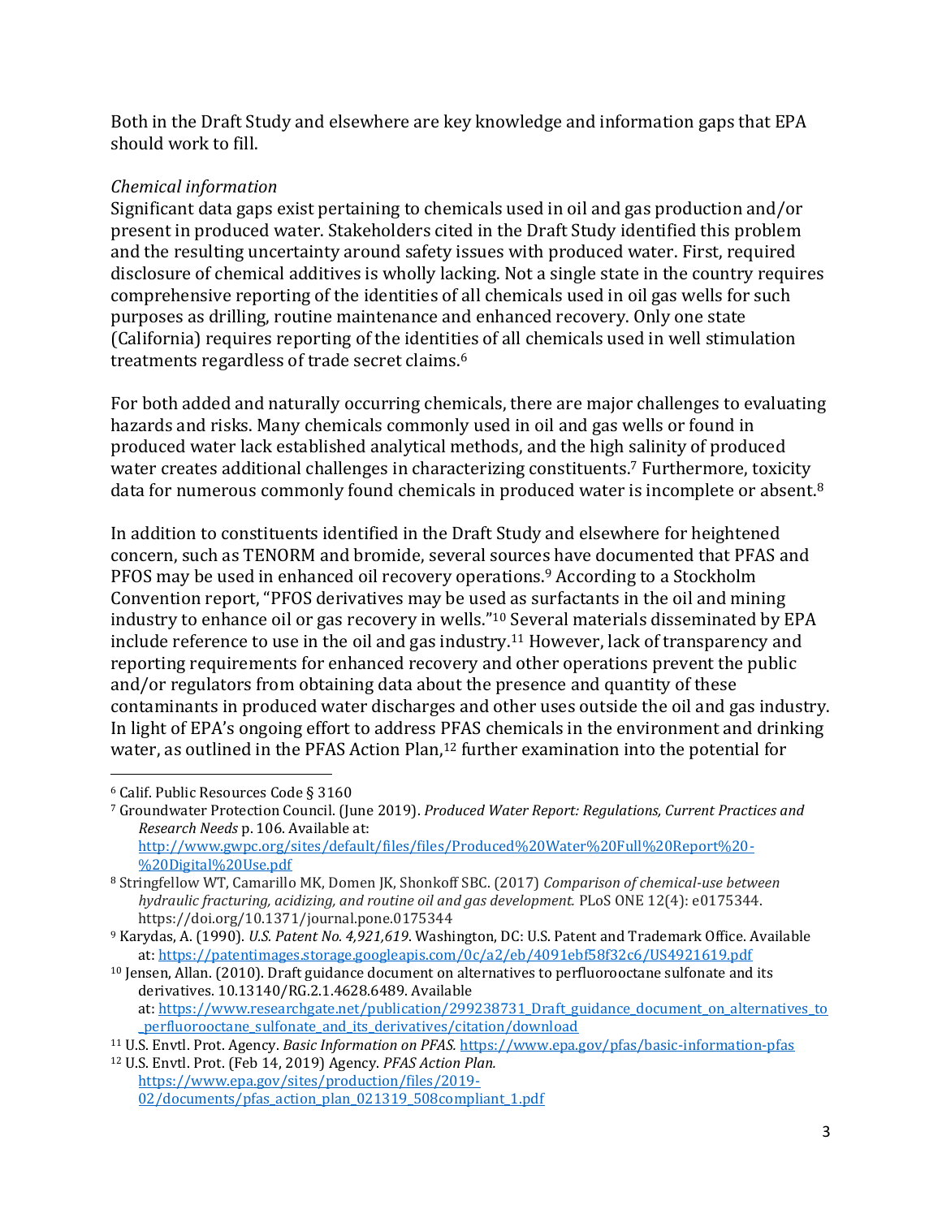Both in the Draft Study and elsewhere are key knowledge and information gaps that EPA should work to fill.

*Chemical information*

Significant data gaps exist pertaining to chemicals used in oil and gas production and/or present in produced water. Stakeholders cited in the Draft Study identified this problem and the resulting uncertainty around safety issues with produced water. First, required disclosure of chemical additives is wholly lacking. Not a single state in the country requires comprehensive reporting of the identities of all chemicals used in oil gas wells for such purposes as drilling, routine maintenance and enhanced recovery. Only one state (California) requires reporting of the identities of all chemicals used in well stimulation treatments regardless of trade secret claims.[6]

For both added and naturally occurring chemicals, there are major challenges to evaluating hazards and risks. Many chemicals commonly used in oil and gas wells or found in produced water lack established analytical methods, and the high salinity of produced water creates additional challenges in characterizing constituents.[7] Furthermore, toxicity data for numerous commonly found chemicals in produced water is incomplete or absent.[8]

In addition to constituents identified in the Draft Study and elsewhere for heightened concern, such as TENORM and bromide, several sources have documented that PFAS and PFOS may be used in enhanced oil recovery operations.[9] According to a Stockholm Convention report, "PFOS derivatives may be used as surfactants in the oil and mining industry to enhance oil or gas recovery in wells."[10] Several materials disseminated by EPA include reference to use in the oil and gas industry.[11] However, lack of transparency and reporting requirements for enhanced recovery and other operations prevent the public and/or regulators from obtaining data about the presence and quantity of these contaminants in produced water discharges and other uses outside the oil and gas industry. In light of EPA's ongoing effort to address PFAS chemicals in the environment and drinking water, as outlined in the PFAS Action Plan,[12] further examination into the potential for

---

[6] Calif. Public Resources Code § 3160

[7] Groundwater Protection Council. (June 2019). *Produced Water Report: Regulations, Current Practices and Research Needs* p. 106. Available at: http://www.gwpc.org/sites/default/files/files/Produced%20Water%20Full%20Report%20-%20Digital%20Use.pdf

[8] Stringfellow WT, Camarillo MK, Domen JK, Shonkoff SBC. (2017) *Comparison of chemical-use between hydraulic fracturing, acidizing, and routine oil and gas development.* PLoS ONE 12(4): e0175344. https://doi.org/10.1371/journal.pone.0175344

[9] Karydas, A. (1990). *U.S. Patent No. 4,921,619*. Washington, DC: U.S. Patent and Trademark Office. Available at: https://patentimages.storage.googleapis.com/0c/a2/eb/4091ebf58f32c6/US4921619.pdf

[10] Jensen, Allan. (2010). Draft guidance document on alternatives to perfluorooctane sulfonate and its derivatives. 10.13140/RG.2.1.4628.6489. Available at: https://www.researchgate.net/publication/299238731_Draft_guidance_document_on_alternatives_to_perfluorooctane_sulfonate_and_its_derivatives/citation/download

[11] U.S. Envtl. Prot. Agency. *Basic Information on PFAS.* https://www.epa.gov/pfas/basic-information-pfas

[12] U.S. Envtl. Prot. (Feb 14, 2019) Agency. *PFAS Action Plan.* https://www.epa.gov/sites/production/files/2019-02/documents/pfas_action_plan_021319_508compliant_1.pdf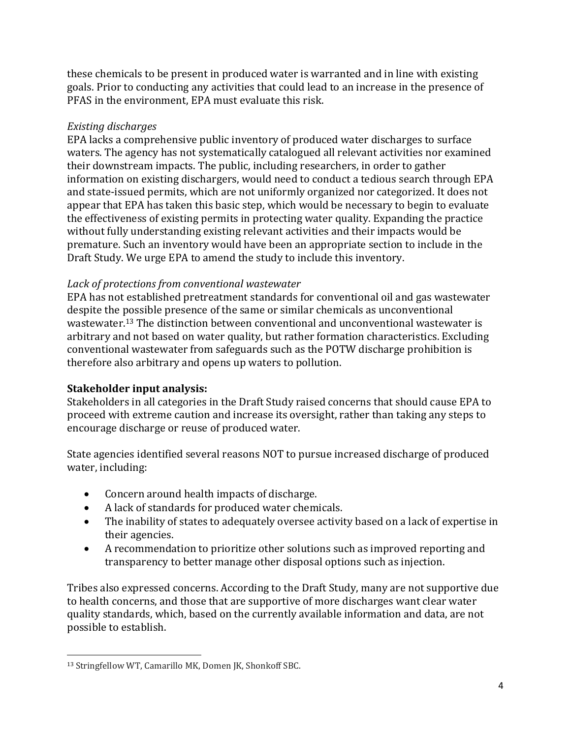these chemicals to be present in produced water is warranted and in line with existing goals. Prior to conducting any activities that could lead to an increase in the presence of PFAS in the environment, EPA must evaluate this risk.

*Existing discharges*

EPA lacks a comprehensive public inventory of produced water discharges to surface waters. The agency has not systematically catalogued all relevant activities nor examined their downstream impacts. The public, including researchers, in order to gather information on existing dischargers, would need to conduct a tedious search through EPA and state-issued permits, which are not uniformly organized nor categorized. It does not appear that EPA has taken this basic step, which would be necessary to begin to evaluate the effectiveness of existing permits in protecting water quality. Expanding the practice without fully understanding existing relevant activities and their impacts would be premature. Such an inventory would have been an appropriate section to include in the Draft Study. We urge EPA to amend the study to include this inventory.

*Lack of protections from conventional wastewater*

EPA has not established pretreatment standards for conventional oil and gas wastewater despite the possible presence of the same or similar chemicals as unconventional wastewater.[13] The distinction between conventional and unconventional wastewater is arbitrary and not based on water quality, but rather formation characteristics. Excluding conventional wastewater from safeguards such as the POTW discharge prohibition is therefore also arbitrary and opens up waters to pollution.

**Stakeholder input analysis:**

Stakeholders in all categories in the Draft Study raised concerns that should cause EPA to proceed with extreme caution and increase its oversight, rather than taking any steps to encourage discharge or reuse of produced water.

State agencies identified several reasons NOT to pursue increased discharge of produced water, including:

- Concern around health impacts of discharge.
- A lack of standards for produced water chemicals.
- The inability of states to adequately oversee activity based on a lack of expertise in their agencies.
- A recommendation to prioritize other solutions such as improved reporting and transparency to better manage other disposal options such as injection.

Tribes also expressed concerns. According to the Draft Study, many are not supportive due to health concerns, and those that are supportive of more discharges want clear water quality standards, which, based on the currently available information and data, are not possible to establish.

---

[13] Stringfellow WT, Camarillo MK, Domen JK, Shonkoff SBC.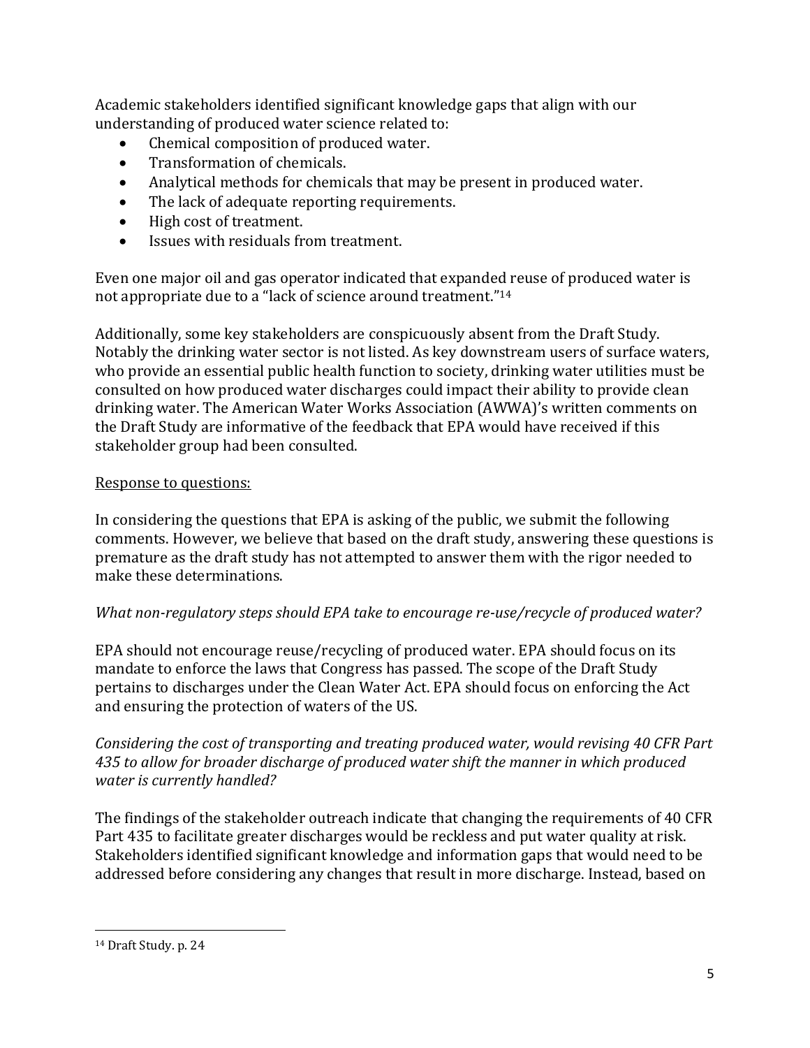Academic stakeholders identified significant knowledge gaps that align with our understanding of produced water science related to:

- Chemical composition of produced water.
- Transformation of chemicals.
- Analytical methods for chemicals that may be present in produced water.
- The lack of adequate reporting requirements.
- High cost of treatment.
- Issues with residuals from treatment.

Even one major oil and gas operator indicated that expanded reuse of produced water is not appropriate due to a "lack of science around treatment."[14]

Additionally, some key stakeholders are conspicuously absent from the Draft Study. Notably the drinking water sector is not listed. As key downstream users of surface waters, who provide an essential public health function to society, drinking water utilities must be consulted on how produced water discharges could impact their ability to provide clean drinking water. The American Water Works Association (AWWA)'s written comments on the Draft Study are informative of the feedback that EPA would have received if this stakeholder group had been consulted.

<u>Response to questions:</u>

In considering the questions that EPA is asking of the public, we submit the following comments. However, we believe that based on the draft study, answering these questions is premature as the draft study has not attempted to answer them with the rigor needed to make these determinations.

*What non-regulatory steps should EPA take to encourage re-use/recycle of produced water?*

EPA should not encourage reuse/recycling of produced water. EPA should focus on its mandate to enforce the laws that Congress has passed. The scope of the Draft Study pertains to discharges under the Clean Water Act. EPA should focus on enforcing the Act and ensuring the protection of waters of the US.

*Considering the cost of transporting and treating produced water, would revising 40 CFR Part 435 to allow for broader discharge of produced water shift the manner in which produced water is currently handled?*

The findings of the stakeholder outreach indicate that changing the requirements of 40 CFR Part 435 to facilitate greater discharges would be reckless and put water quality at risk. Stakeholders identified significant knowledge and information gaps that would need to be addressed before considering any changes that result in more discharge. Instead, based on

---

[14] Draft Study. p. 24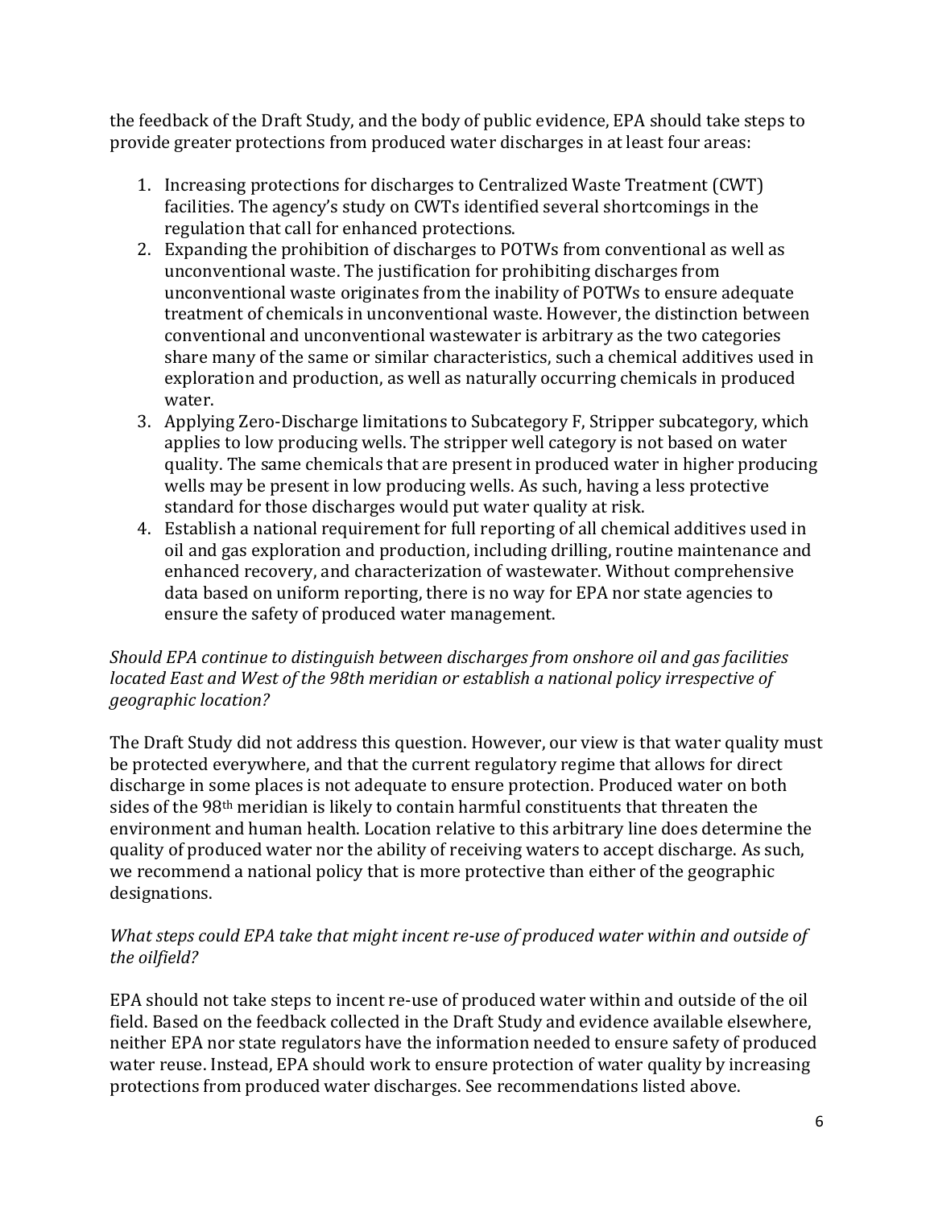the feedback of the Draft Study, and the body of public evidence, EPA should take steps to provide greater protections from produced water discharges in at least four areas:

1. Increasing protections for discharges to Centralized Waste Treatment (CWT) facilities. The agency's study on CWTs identified several shortcomings in the regulation that call for enhanced protections.
2. Expanding the prohibition of discharges to POTWs from conventional as well as unconventional waste. The justification for prohibiting discharges from unconventional waste originates from the inability of POTWs to ensure adequate treatment of chemicals in unconventional waste. However, the distinction between conventional and unconventional wastewater is arbitrary as the two categories share many of the same or similar characteristics, such a chemical additives used in exploration and production, as well as naturally occurring chemicals in produced water.
3. Applying Zero-Discharge limitations to Subcategory F, Stripper subcategory, which applies to low producing wells. The stripper well category is not based on water quality. The same chemicals that are present in produced water in higher producing wells may be present in low producing wells. As such, having a less protective standard for those discharges would put water quality at risk.
4. Establish a national requirement for full reporting of all chemical additives used in oil and gas exploration and production, including drilling, routine maintenance and enhanced recovery, and characterization of wastewater. Without comprehensive data based on uniform reporting, there is no way for EPA nor state agencies to ensure the safety of produced water management.

*Should EPA continue to distinguish between discharges from onshore oil and gas facilities located East and West of the 98th meridian or establish a national policy irrespective of geographic location?*

The Draft Study did not address this question. However, our view is that water quality must be protected everywhere, and that the current regulatory regime that allows for direct discharge in some places is not adequate to ensure protection. Produced water on both sides of the 98th meridian is likely to contain harmful constituents that threaten the environment and human health. Location relative to this arbitrary line does determine the quality of produced water nor the ability of receiving waters to accept discharge. As such, we recommend a national policy that is more protective than either of the geographic designations.

*What steps could EPA take that might incent re-use of produced water within and outside of the oilfield?*

EPA should not take steps to incent re-use of produced water within and outside of the oil field. Based on the feedback collected in the Draft Study and evidence available elsewhere, neither EPA nor state regulators have the information needed to ensure safety of produced water reuse. Instead, EPA should work to ensure protection of water quality by increasing protections from produced water discharges. See recommendations listed above.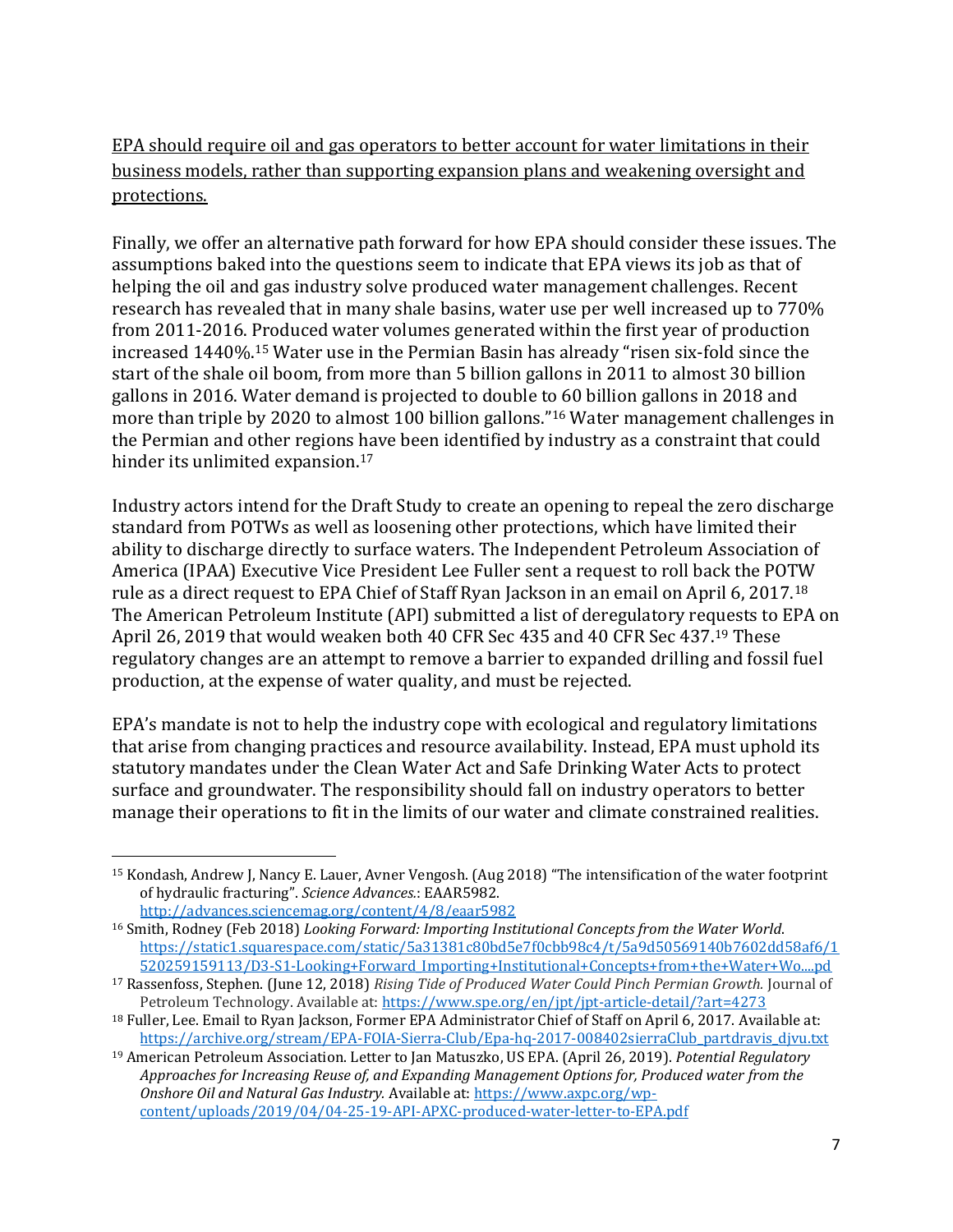<u>EPA should require oil and gas operators to better account for water limitations in their business models, rather than supporting expansion plans and weakening oversight and protections.</u>

Finally, we offer an alternative path forward for how EPA should consider these issues. The assumptions baked into the questions seem to indicate that EPA views its job as that of helping the oil and gas industry solve produced water management challenges. Recent research has revealed that in many shale basins, water use per well increased up to 770% from 2011-2016. Produced water volumes generated within the first year of production increased 1440%.[15] Water use in the Permian Basin has already "risen six-fold since the start of the shale oil boom, from more than 5 billion gallons in 2011 to almost 30 billion gallons in 2016. Water demand is projected to double to 60 billion gallons in 2018 and more than triple by 2020 to almost 100 billion gallons."[16] Water management challenges in the Permian and other regions have been identified by industry as a constraint that could hinder its unlimited expansion.[17]

Industry actors intend for the Draft Study to create an opening to repeal the zero discharge standard from POTWs as well as loosening other protections, which have limited their ability to discharge directly to surface waters. The Independent Petroleum Association of America (IPAA) Executive Vice President Lee Fuller sent a request to roll back the POTW rule as a direct request to EPA Chief of Staff Ryan Jackson in an email on April 6, 2017.[18] The American Petroleum Institute (API) submitted a list of deregulatory requests to EPA on April 26, 2019 that would weaken both 40 CFR Sec 435 and 40 CFR Sec 437.[19] These regulatory changes are an attempt to remove a barrier to expanded drilling and fossil fuel production, at the expense of water quality, and must be rejected.

EPA's mandate is not to help the industry cope with ecological and regulatory limitations that arise from changing practices and resource availability. Instead, EPA must uphold its statutory mandates under the Clean Water Act and Safe Drinking Water Acts to protect surface and groundwater. The responsibility should fall on industry operators to better manage their operations to fit in the limits of our water and climate constrained realities.

---

[15] Kondash, Andrew J, Nancy E. Lauer, Avner Vengosh. (Aug 2018) "The intensification of the water footprint of hydraulic fracturing". *Science Advances.*: EAAR5982. http://advances.sciencemag.org/content/4/8/eaar5982

[16] Smith, Rodney (Feb 2018) *Looking Forward: Importing Institutional Concepts from the Water World.* https://static1.squarespace.com/static/5a31381c80bd5e7f0cbb98c4/t/5a9d50569140b7602dd58af6/1520259159113/D3-S1-Looking+Forward_Importing+Institutional+Concepts+from+the+Water+Wo....pd

[17] Rassenfoss, Stephen. (June 12, 2018) *Rising Tide of Produced Water Could Pinch Permian Growth.* Journal of Petroleum Technology. Available at: https://www.spe.org/en/jpt/jpt-article-detail/?art=4273

[18] Fuller, Lee. Email to Ryan Jackson, Former EPA Administrator Chief of Staff on April 6, 2017. Available at: https://archive.org/stream/EPA-FOIA-Sierra-Club/Epa-hq-2017-008402sierraClub_partdravis_djvu.txt

[19] American Petroleum Association. Letter to Jan Matuszko, US EPA. (April 26, 2019). *Potential Regulatory Approaches for Increasing Reuse of, and Expanding Management Options for, Produced water from the Onshore Oil and Natural Gas Industry.* Available at: https://www.axpc.org/wp-content/uploads/2019/04/04-25-19-API-APXC-produced-water-letter-to-EPA.pdf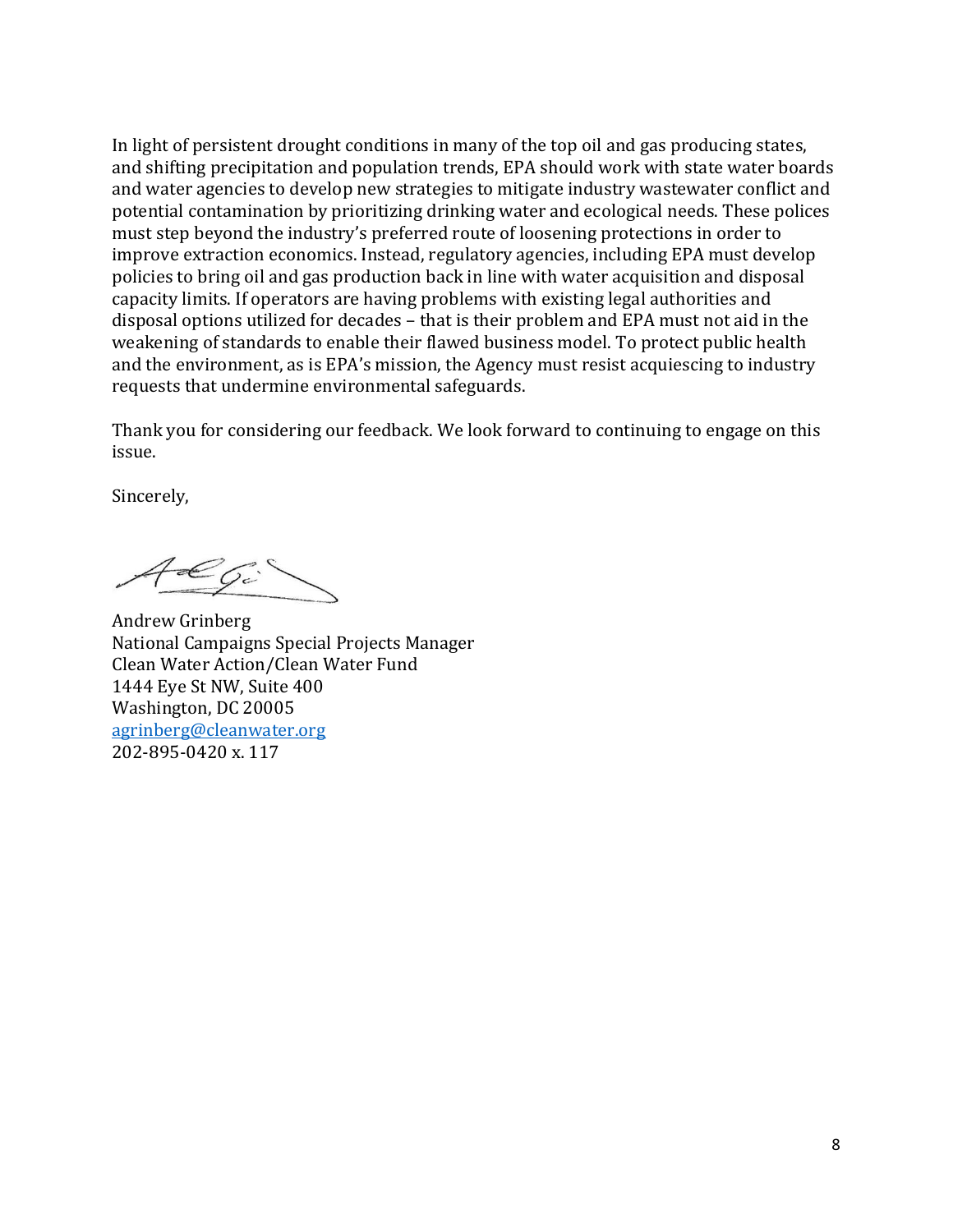In light of persistent drought conditions in many of the top oil and gas producing states, and shifting precipitation and population trends, EPA should work with state water boards and water agencies to develop new strategies to mitigate industry wastewater conflict and potential contamination by prioritizing drinking water and ecological needs. These polices must step beyond the industry's preferred route of loosening protections in order to improve extraction economics. Instead, regulatory agencies, including EPA must develop policies to bring oil and gas production back in line with water acquisition and disposal capacity limits. If operators are having problems with existing legal authorities and disposal options utilized for decades – that is their problem and EPA must not aid in the weakening of standards to enable their flawed business model. To protect public health and the environment, as is EPA's mission, the Agency must resist acquiescing to industry requests that undermine environmental safeguards.

Thank you for considering our feedback. We look forward to continuing to engage on this issue.

Sincerely,

Andrew Grinberg
National Campaigns Special Projects Manager
Clean Water Action/Clean Water Fund
1444 Eye St NW, Suite 400
Washington, DC 20005
agrinberg@cleanwater.org
202-895-0420 x. 117